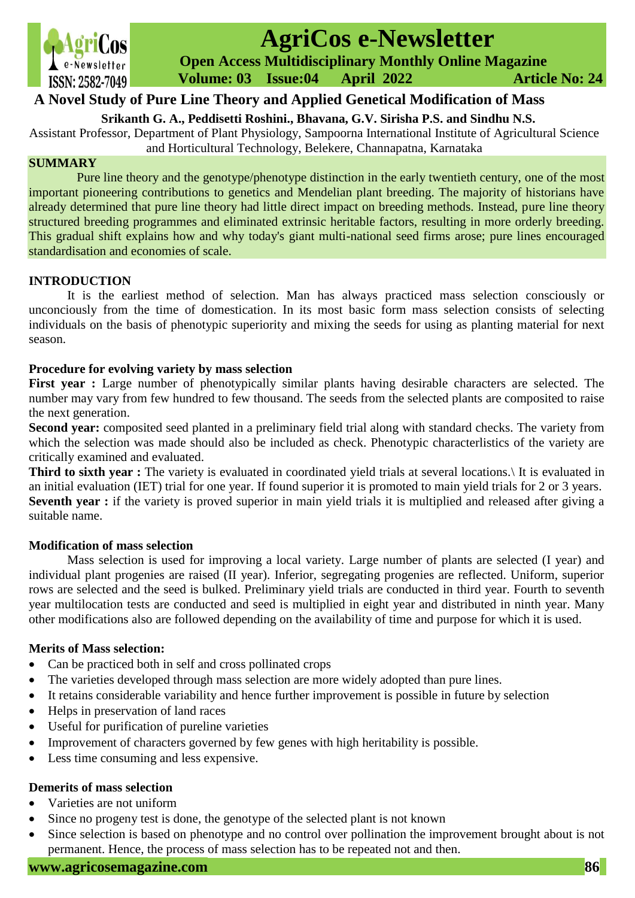# A Novel Study of Pure Line Theory and Applied Genetical Modification of Mass

**Srikanth G. A., Peddisetti Roshini., Bhavana, G.V. Sirisha P.S. and Sindhu N.S.**

Assistant Professor, Department of Plant Physiology, Sampoorna International Institute of Agricultural Science and Horticultural Technology, Belekere, Channapatna, Karnataka

## SUMMARY

Pure line theory and the genotype/phenotype distinction in the early twentieth century, one of the most important pioneering contributions to genetics and Mendelian plant breeding. The majority of historians have already determined that pure line theory had little direct impact on breeding methods. Instead, pure line theory structured breeding programmes and eliminated extrinsic heritable factors, resulting in more orderly breeding. This gradual shift explains how and why today's giant multi-national seed firms arose; pure lines encouraged standardisation and economies of scale.

## INTRODUCTION

It is the earliest method of selection. Man has always practiced mass selection consciously or unconciously from the time of domestication. In its most basic form mass selection consists of selecting individuals on the basis of phenotypic superiority and mixing the seeds for using as planting material for next season.

### Procedure for evolving variety by mass selection

**First year :** Large number of phenotypically similar plants having desirable characters are selected. The number may vary from few hundred to few thousand. The seeds from the selected plants are composited to raise the next generation.

**Second year:** composited seed planted in a preliminary field trial along with standard checks. The variety from which the selection was made should also be included as check. Phenotypic characterlistics of the variety are critically examined and evaluated.

**Third to sixth year :** The variety is evaluated in coordinated yield trials at several locations.\ It is evaluated in an initial evaluation (IET) trial for one year. If found superior it is promoted to main yield trials for 2 or 3 years.

**Seventh year :** if the variety is proved superior in main yield trials it is multiplied and released after giving a suitable name.

### Modification of mass selection

Mass selection is used for improving a local variety. Large number of plants are selected (I year) and individual plant progenies are raised (II year). Inferior, segregating progenies are reflected. Uniform, superior rows are selected and the seed is bulked. Preliminary yield trials are conducted in third year. Fourth to seventh year multilocation tests are conducted and seed is multiplied in eight year and distributed in ninth year. Many other modifications also are followed depending on the availability of time and purpose for which it is used.

### Merits of Mass selection:

- Can be practiced both in self and cross pollinated crops
- The varieties developed through mass selection are more widely adopted than pure lines.
- It retains considerable variability and hence further improvement is possible in future by selection
- Helps in preservation of land races
- Useful for purification of pureline varieties
- Improvement of characters governed by few genes with high heritability is possible.
- Less time consuming and less expensive.

### Demerits of mass selection

- Varieties are not uniform
- Since no progeny test is done, the genotype of the selected plant is not known
- Since selection is based on phenotype and no control over pollination the improvement brought about is not permanent. Hence, the process of mass selection has to be repeated not and then.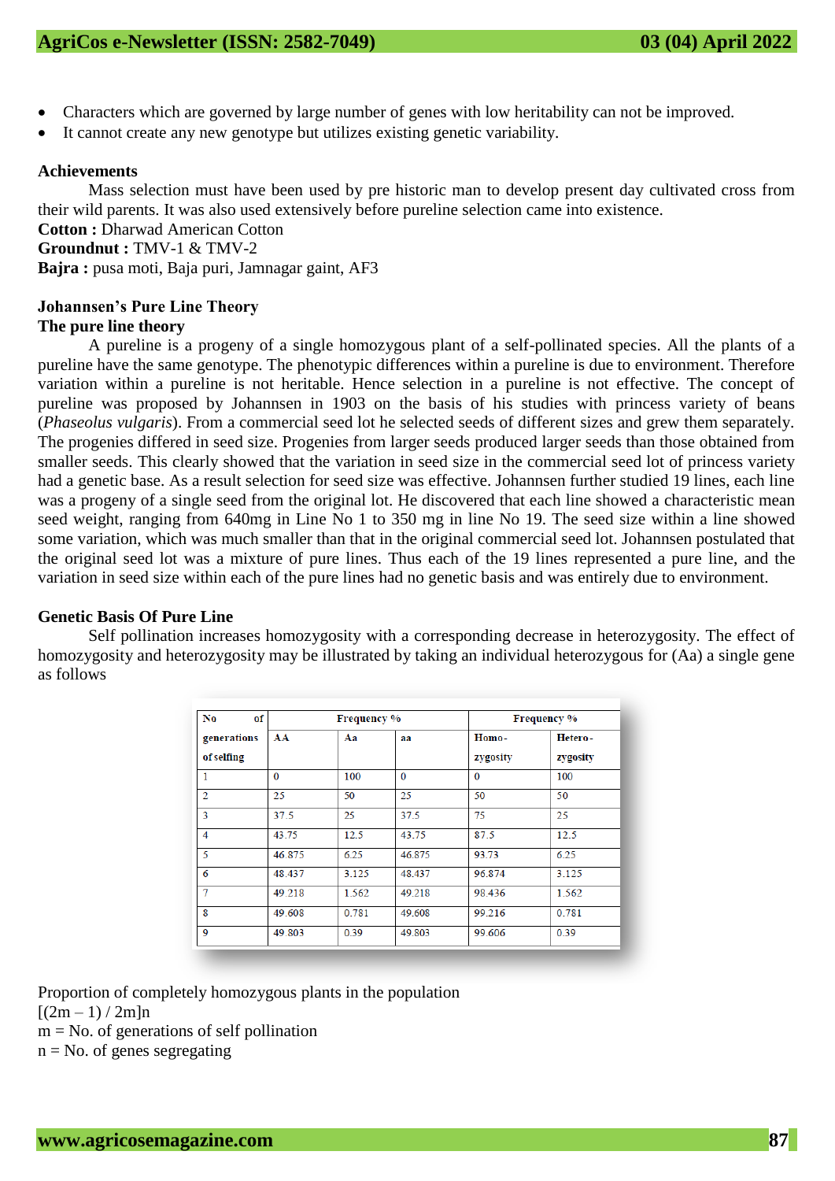- Characters which are governed by large number of genes with low heritability can not be improved.
- It cannot create any new genotype but utilizes existing genetic variability.

**Achievements**

Mass selection must have been used by pre historic man to develop present day cultivated cross from their wild parents. It was also used extensively before pureline selection came into existence.

**Cotton :** Dharwad American Cotton

**Groundnut :** TMV-1 & TMV-2

**Bajra :** pusa moti, Baja puri, Jamnagar gaint, AF3

**Johannsen's Pure Line Theory**

**The pure line theory**

A pureline is a progeny of a single homozygous plant of a self-pollinated species. All the plants of a pureline have the same genotype. The phenotypic differences within a pureline is due to environment. Therefore variation within a pureline is not heritable. Hence selection in a pureline is not effective. The concept of pureline was proposed by Johannsen in 1903 on the basis of his studies with princess variety of beans (*Phaseolus vulgaris*). From a commercial seed lot he selected seeds of different sizes and grew them separately. The progenies differed in seed size. Progenies from larger seeds produced larger seeds than those obtained from smaller seeds. This clearly showed that the variation in seed size in the commercial seed lot of princess variety had a genetic base. As a result selection for seed size was effective. Johannsen further studied 19 lines, each line was a progeny of a single seed from the original lot. He discovered that each line showed a characteristic mean seed weight, ranging from 640mg in Line No 1 to 350 mg in line No 19. The seed size within a line showed some variation, which was much smaller than that in the original commercial seed lot. Johannsen postulated that the original seed lot was a mixture of pure lines. Thus each of the 19 lines represented a pure line, and the variation in seed size within each of the pure lines had no genetic basis and was entirely due to environment.

**Genetic Basis Of Pure Line**

Self pollination increases homozygosity with a corresponding decrease in heterozygosity. The effect of homozygosity and heterozygosity may be illustrated by taking an individual heterozygous for (Aa) a single gene as follows

| No of generations of selfing | Frequency % | | | Frequency % | |
|---|---|---|---|---|---|
| | AA | Aa | aa | Homo-zygosity | Hetero-zygosity |
| 1 | 0 | 100 | 0 | 0 | 100 |
| 2 | 25 | 50 | 25 | 50 | 50 |
| 3 | 37.5 | 25 | 37.5 | 75 | 25 |
| 4 | 43.75 | 12.5 | 43.75 | 87.5 | 12.5 |
| 5 | 46.875 | 6.25 | 46.875 | 93.73 | 6.25 |
| 6 | 48.437 | 3.125 | 48.437 | 96.874 | 3.125 |
| 7 | 49.218 | 1.562 | 49.218 | 98.436 | 1.562 |
| 8 | 49.608 | 0.781 | 49.608 | 99.216 | 0.781 |
| 9 | 49.803 | 0.39 | 49.803 | 99.606 | 0.39 |

Proportion of completely homozygous plants in the population

$[(2m – 1) / 2m]n$

m = No. of generations of self pollination

n = No. of genes segregating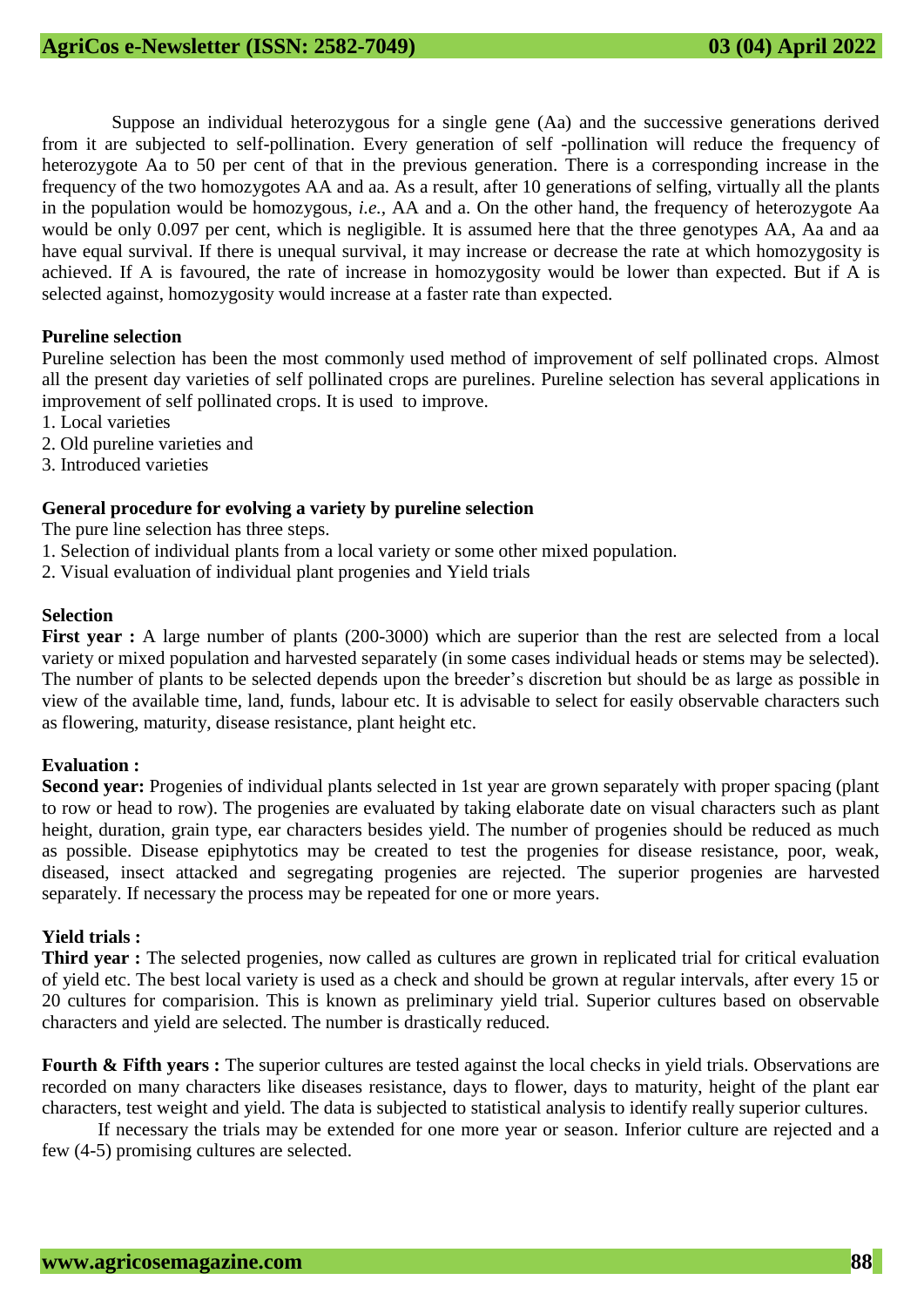Suppose an individual heterozygous for a single gene (Aa) and the successive generations derived from it are subjected to self-pollination. Every generation of self -pollination will reduce the frequency of heterozygote Aa to 50 per cent of that in the previous generation. There is a corresponding increase in the frequency of the two homozygotes AA and aa. As a result, after 10 generations of selfing, virtually all the plants in the population would be homozygous, *i.e.,* AA and a. On the other hand, the frequency of heterozygote Aa would be only 0.097 per cent, which is negligible. It is assumed here that the three genotypes AA, Aa and aa have equal survival. If there is unequal survival, it may increase or decrease the rate at which homozygosity is achieved. If A is favoured, the rate of increase in homozygosity would be lower than expected. But if A is selected against, homozygosity would increase at a faster rate than expected.

**Pureline selection**

Pureline selection has been the most commonly used method of improvement of self pollinated crops. Almost all the present day varieties of self pollinated crops are purelines. Pureline selection has several applications in improvement of self pollinated crops. It is used to improve.

1. Local varieties
2. Old pureline varieties and
3. Introduced varieties

**General procedure for evolving a variety by pureline selection**

The pure line selection has three steps.

1. Selection of individual plants from a local variety or some other mixed population.
2. Visual evaluation of individual plant progenies and Yield trials

**Selection**

**First year :** A large number of plants (200-3000) which are superior than the rest are selected from a local variety or mixed population and harvested separately (in some cases individual heads or stems may be selected). The number of plants to be selected depends upon the breeder's discretion but should be as large as possible in view of the available time, land, funds, labour etc. It is advisable to select for easily observable characters such as flowering, maturity, disease resistance, plant height etc.

**Evaluation :**

**Second year:** Progenies of individual plants selected in 1st year are grown separately with proper spacing (plant to row or head to row). The progenies are evaluated by taking elaborate date on visual characters such as plant height, duration, grain type, ear characters besides yield. The number of progenies should be reduced as much as possible. Disease epiphytotics may be created to test the progenies for disease resistance, poor, weak, diseased, insect attacked and segregating progenies are rejected. The superior progenies are harvested separately. If necessary the process may be repeated for one or more years.

**Yield trials :**

**Third year :** The selected progenies, now called as cultures are grown in replicated trial for critical evaluation of yield etc. The best local variety is used as a check and should be grown at regular intervals, after every 15 or 20 cultures for comparision. This is known as preliminary yield trial. Superior cultures based on observable characters and yield are selected. The number is drastically reduced.

**Fourth & Fifth years :** The superior cultures are tested against the local checks in yield trials. Observations are recorded on many characters like diseases resistance, days to flower, days to maturity, height of the plant ear characters, test weight and yield. The data is subjected to statistical analysis to identify really superior cultures.

If necessary the trials may be extended for one more year or season. Inferior culture are rejected and a few (4-5) promising cultures are selected.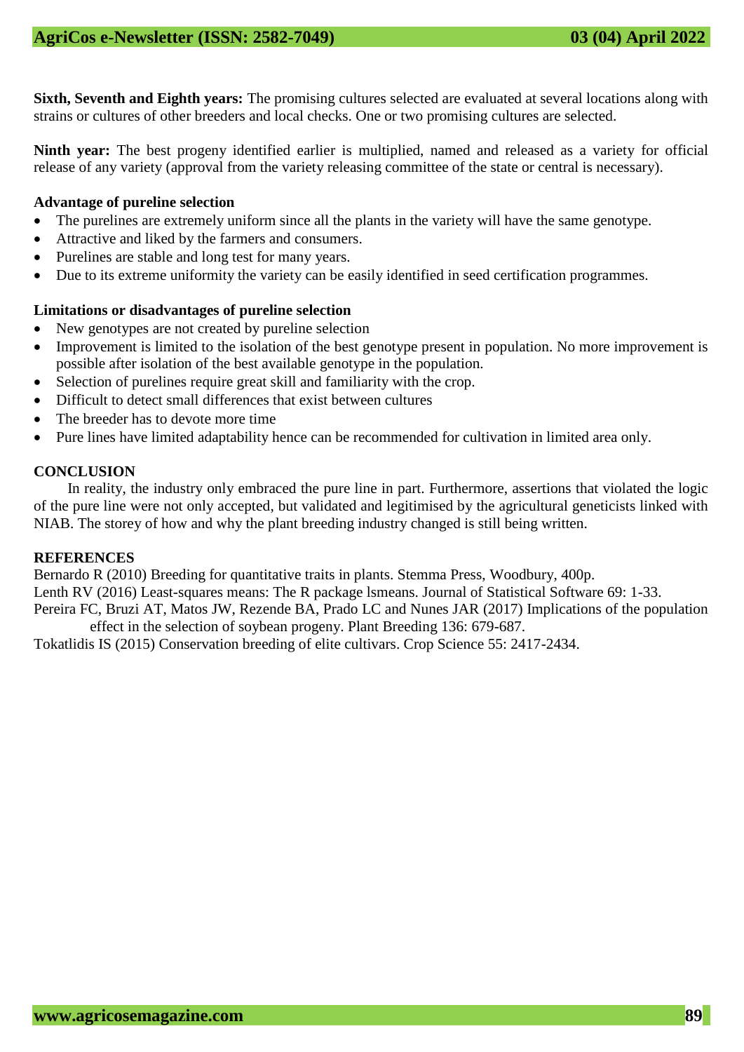**Sixth, Seventh and Eighth years:** The promising cultures selected are evaluated at several locations along with strains or cultures of other breeders and local checks. One or two promising cultures are selected.

**Ninth year:** The best progeny identified earlier is multiplied, named and released as a variety for official release of any variety (approval from the variety releasing committee of the state or central is necessary).

### Advantage of pureline selection

- The purelines are extremely uniform since all the plants in the variety will have the same genotype.
- Attractive and liked by the farmers and consumers.
- Purelines are stable and long test for many years.
- Due to its extreme uniformity the variety can be easily identified in seed certification programmes.

### Limitations or disadvantages of pureline selection

- New genotypes are not created by pureline selection
- Improvement is limited to the isolation of the best genotype present in population. No more improvement is possible after isolation of the best available genotype in the population.
- Selection of purelines require great skill and familiarity with the crop.
- Difficult to detect small differences that exist between cultures
- The breeder has to devote more time
- Pure lines have limited adaptability hence can be recommended for cultivation in limited area only.

## CONCLUSION

In reality, the industry only embraced the pure line in part. Furthermore, assertions that violated the logic of the pure line were not only accepted, but validated and legitimised by the agricultural geneticists linked with NIAB. The storey of how and why the plant breeding industry changed is still being written.

## REFERENCES

Bernardo R (2010) Breeding for quantitative traits in plants. Stemma Press, Woodbury, 400p.

Lenth RV (2016) Least-squares means: The R package lsmeans. Journal of Statistical Software 69: 1-33.

Pereira FC, Bruzi AT, Matos JW, Rezende BA, Prado LC and Nunes JAR (2017) Implications of the population effect in the selection of soybean progeny. Plant Breeding 136: 679-687.

Tokatlidis IS (2015) Conservation breeding of elite cultivars. Crop Science 55: 2417-2434.